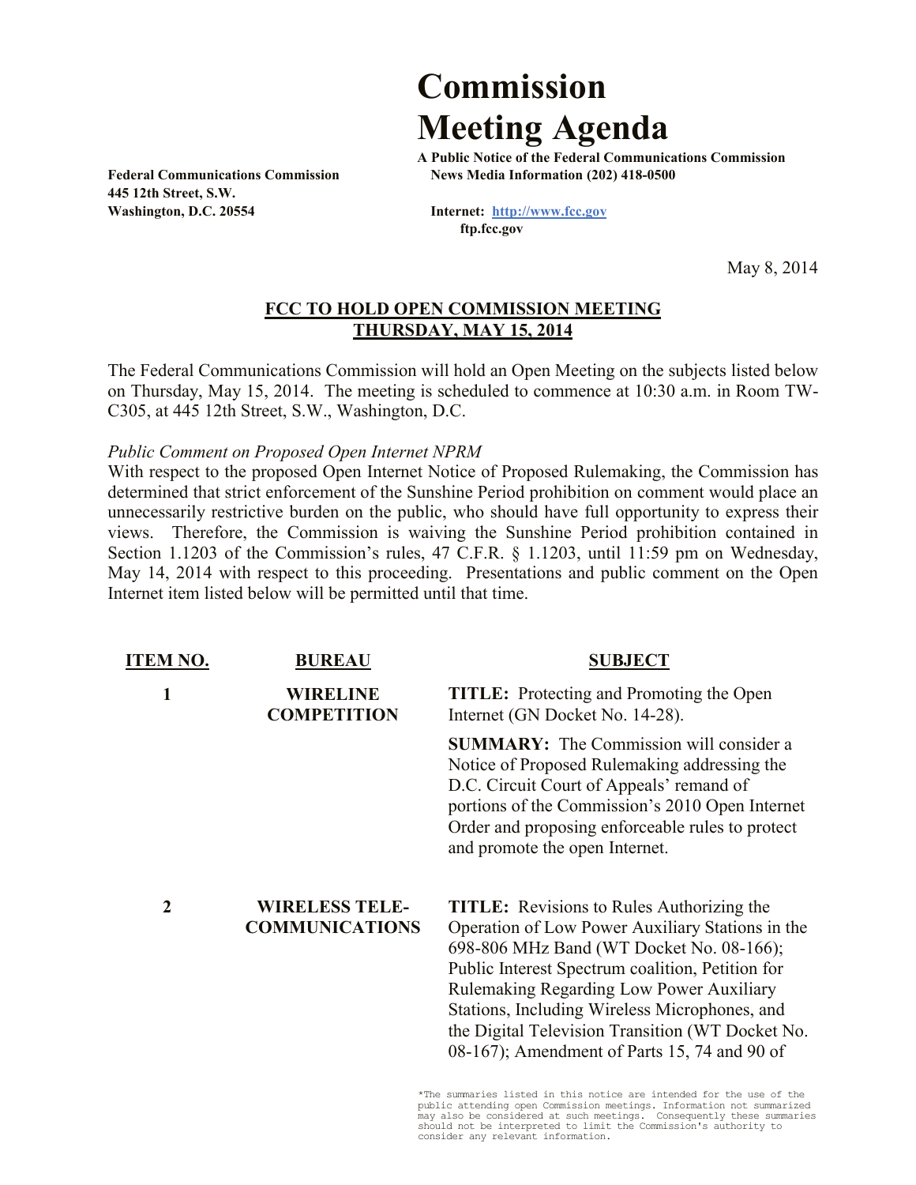# Commission Meeting Agenda

**A Public Notice of the Federal Communications Commission**
**News Media Information (202) 418-0500**

**Internet: http://www.fcc.gov**
**ftp.fcc.gov**

**Federal Communications Commission**
**445 12th Street, S.W.**
**Washington, D.C. 20554**

May 8, 2014

## FCC TO HOLD OPEN COMMISSION MEETING THURSDAY, MAY 15, 2014

The Federal Communications Commission will hold an Open Meeting on the subjects listed below on Thursday, May 15, 2014. The meeting is scheduled to commence at 10:30 a.m. in Room TW-C305, at 445 12th Street, S.W., Washington, D.C.

*Public Comment on Proposed Open Internet NPRM*

With respect to the proposed Open Internet Notice of Proposed Rulemaking, the Commission has determined that strict enforcement of the Sunshine Period prohibition on comment would place an unnecessarily restrictive burden on the public, who should have full opportunity to express their views. Therefore, the Commission is waiving the Sunshine Period prohibition contained in Section 1.1203 of the Commission's rules, 47 C.F.R. § 1.1203, until 11:59 pm on Wednesday, May 14, 2014 with respect to this proceeding. Presentations and public comment on the Open Internet item listed below will be permitted until that time.

| ITEM NO. | BUREAU | SUBJECT |
|---|---|---|
| 1 | WIRELINE COMPETITION | **TITLE:** Protecting and Promoting the Open Internet (GN Docket No. 14-28).<br><br>**SUMMARY:** The Commission will consider a Notice of Proposed Rulemaking addressing the D.C. Circuit Court of Appeals' remand of portions of the Commission's 2010 Open Internet Order and proposing enforceable rules to protect and promote the open Internet. |
| 2 | WIRELESS TELE-COMMUNICATIONS | **TITLE:** Revisions to Rules Authorizing the Operation of Low Power Auxiliary Stations in the 698-806 MHz Band (WT Docket No. 08-166); Public Interest Spectrum coalition, Petition for Rulemaking Regarding Low Power Auxiliary Stations, Including Wireless Microphones, and the Digital Television Transition (WT Docket No. 08-167); Amendment of Parts 15, 74 and 90 of |

*The summaries listed in this notice are intended for the use of the public attending open Commission meetings. Information not summarized may also be considered at such meetings. Consequently these summaries should not be interpreted to limit the Commission's authority to consider any relevant information.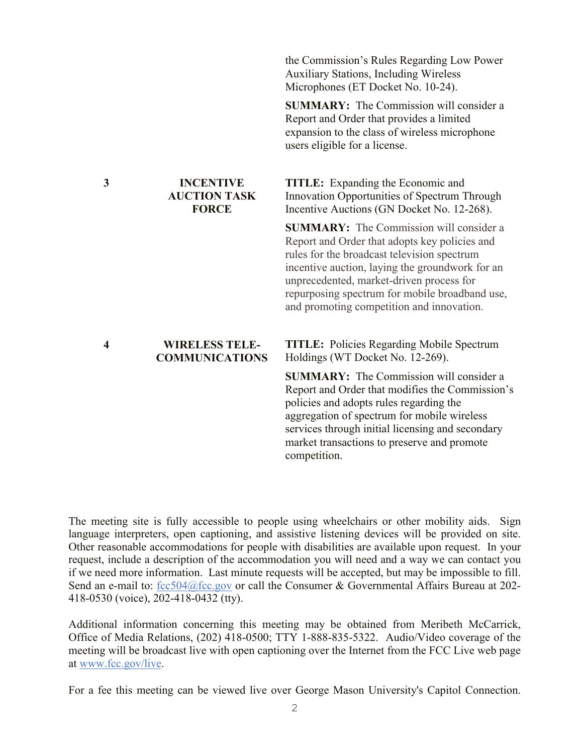| | | |
|---|---|---|
| | | the Commission's Rules Regarding Low Power Auxiliary Stations, Including Wireless Microphones (ET Docket No. 10-24).<br><br>**SUMMARY:** The Commission will consider a Report and Order that provides a limited expansion to the class of wireless microphone users eligible for a license. |
| **3** | **INCENTIVE AUCTION TASK FORCE** | **TITLE:** Expanding the Economic and Innovation Opportunities of Spectrum Through Incentive Auctions (GN Docket No. 12-268).<br><br>**SUMMARY:** The Commission will consider a Report and Order that adopts key policies and rules for the broadcast television spectrum incentive auction, laying the groundwork for an unprecedented, market-driven process for repurposing spectrum for mobile broadband use, and promoting competition and innovation. |
| **4** | **WIRELESS TELE-COMMUNICATIONS** | **TITLE:** Policies Regarding Mobile Spectrum Holdings (WT Docket No. 12-269).<br><br>**SUMMARY:** The Commission will consider a Report and Order that modifies the Commission's policies and adopts rules regarding the aggregation of spectrum for mobile wireless services through initial licensing and secondary market transactions to preserve and promote competition. |

The meeting site is fully accessible to people using wheelchairs or other mobility aids. Sign language interpreters, open captioning, and assistive listening devices will be provided on site. Other reasonable accommodations for people with disabilities are available upon request. In your request, include a description of the accommodation you will need and a way we can contact you if we need more information. Last minute requests will be accepted, but may be impossible to fill. Send an e-mail to: fcc504@fcc.gov or call the Consumer & Governmental Affairs Bureau at 202-418-0530 (voice), 202-418-0432 (tty).

Additional information concerning this meeting may be obtained from Meribeth McCarrick, Office of Media Relations, (202) 418-0500; TTY 1-888-835-5322. Audio/Video coverage of the meeting will be broadcast live with open captioning over the Internet from the FCC Live web page at www.fcc.gov/live.

For a fee this meeting can be viewed live over George Mason University's Capitol Connection.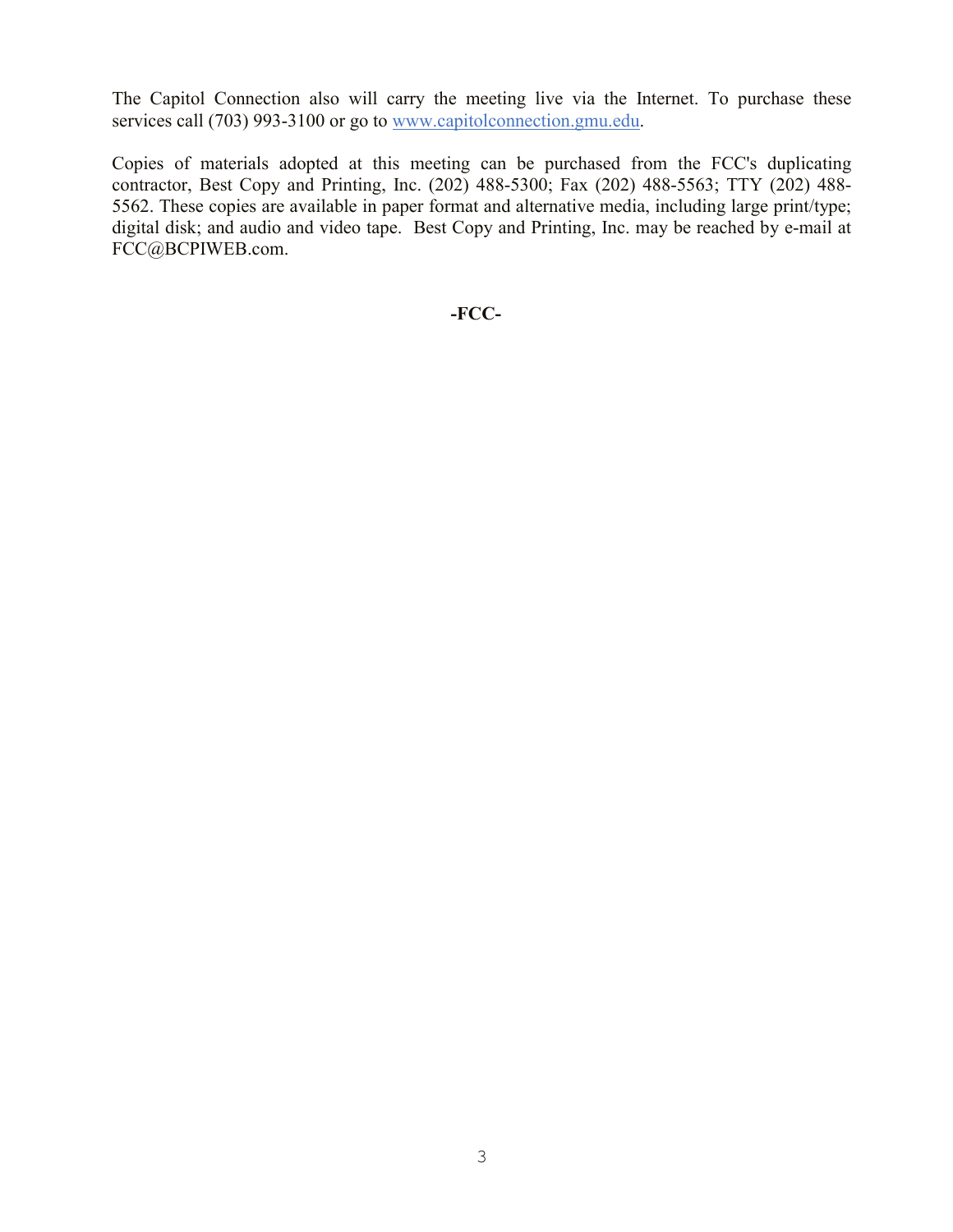The Capitol Connection also will carry the meeting live via the Internet. To purchase these services call (703) 993-3100 or go to [www.capitolconnection.gmu.edu](http://www.capitolconnection.gmu.edu).

Copies of materials adopted at this meeting can be purchased from the FCC's duplicating contractor, Best Copy and Printing, Inc. (202) 488-5300; Fax (202) 488-5563; TTY (202) 488-5562. These copies are available in paper format and alternative media, including large print/type; digital disk; and audio and video tape. Best Copy and Printing, Inc. may be reached by e-mail at FCC@BCPIWEB.com.

**-FCC-**